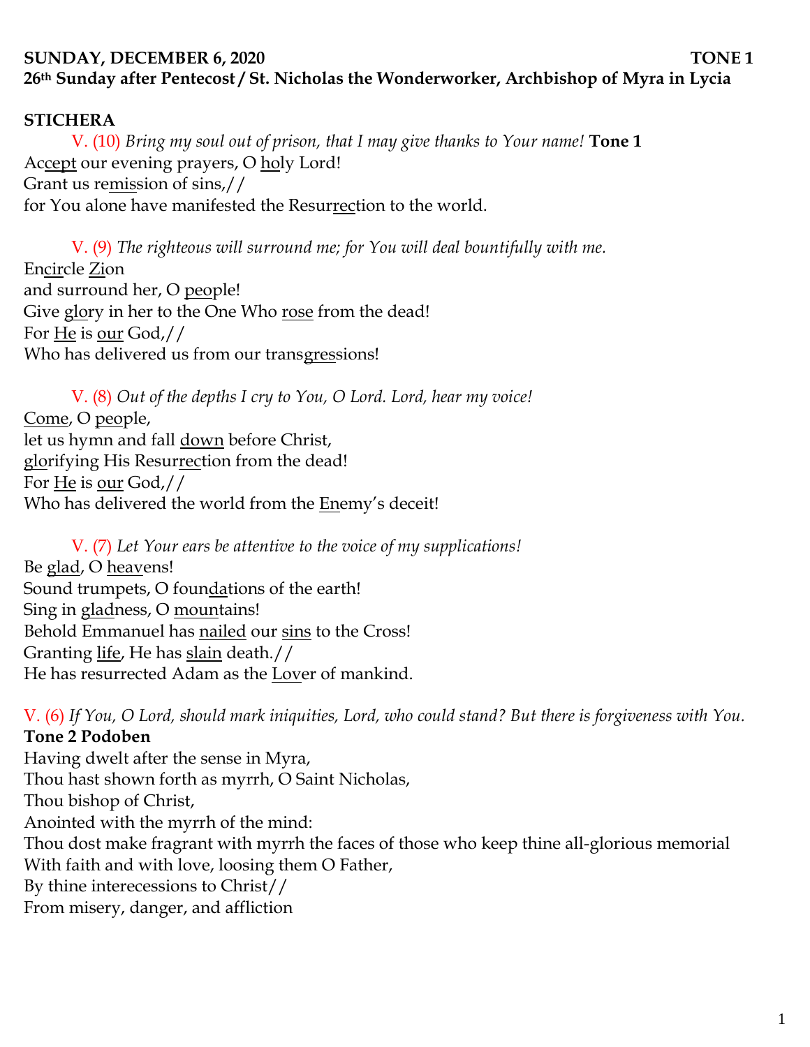**SUNDAY, DECEMBER 6, 2020 TONE 1**
**26th Sunday after Pentecost / St. Nicholas the Wonderworker, Archbishop of Myra in Lycia**

## STICHERA

V. (10) *Bring my soul out of prison, that I may give thanks to Your name!* **Tone 1**
Accept our evening prayers, O holy Lord!
Grant us remission of sins,//
for You alone have manifested the Resurrection to the world.

V. (9) *The righteous will surround me; for You will deal bountifully with me.*
Encircle Zion
and surround her, O people!
Give glory in her to the One Who rose from the dead!
For He is our God,//
Who has delivered us from our transgressions!

V. (8) *Out of the depths I cry to You, O Lord. Lord, hear my voice!*
Come, O people,
let us hymn and fall down before Christ,
glorifying His Resurrection from the dead!
For He is our God,//
Who has delivered the world from the Enemy's deceit!

V. (7) *Let Your ears be attentive to the voice of my supplications!*
Be glad, O heavens!
Sound trumpets, O foundations of the earth!
Sing in gladness, O mountains!
Behold Emmanuel has nailed our sins to the Cross!
Granting life, He has slain death.//
He has resurrected Adam as the Lover of mankind.

V. (6) *If You, O Lord, should mark iniquities, Lord, who could stand? But there is forgiveness with You.*
**Tone 2 Podoben**
Having dwelt after the sense in Myra,
Thou hast shown forth as myrrh, O Saint Nicholas,
Thou bishop of Christ,
Anointed with the myrrh of the mind:
Thou dost make fragrant with myrrh the faces of those who keep thine all-glorious memorial
With faith and with love, loosing them O Father,
By thine interecessions to Christ//
From misery, danger, and affliction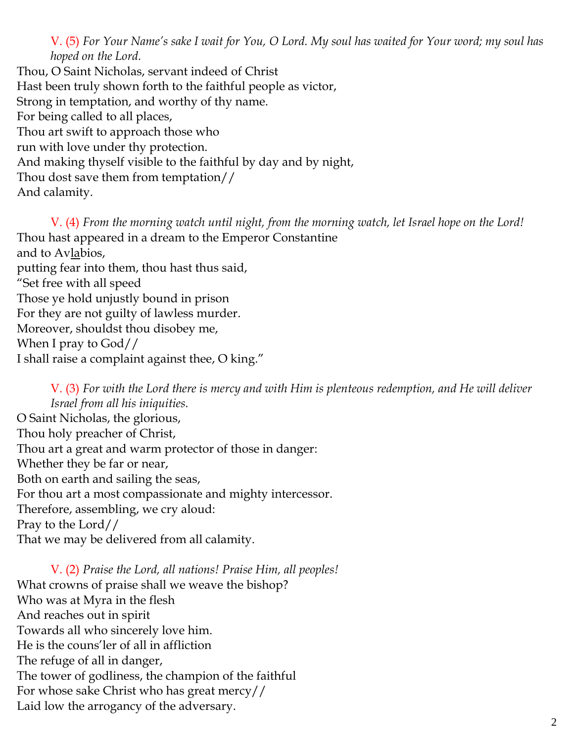V. (5) *For Your Name's sake I wait for You, O Lord. My soul has waited for Your word; my soul has hoped on the Lord.*

Thou, O Saint Nicholas, servant indeed of Christ
Hast been truly shown forth to the faithful people as victor,
Strong in temptation, and worthy of thy name.
For being called to all places,
Thou art swift to approach those who
run with love under thy protection.
And making thyself visible to the faithful by day and by night,
Thou dost save them from temptation//
And calamity.

V. (4) *From the morning watch until night, from the morning watch, let Israel hope on the Lord!*

Thou hast appeared in a dream to the Emperor Constantine
and to Av<u>la</u>bios,
putting fear into them, thou hast thus said,
"Set free with all speed
Those ye hold unjustly bound in prison
For they are not guilty of lawless murder.
Moreover, shouldst thou disobey me,
When I pray to God//
I shall raise a complaint against thee, O king."

V. (3) *For with the Lord there is mercy and with Him is plenteous redemption, and He will deliver Israel from all his iniquities.*

O Saint Nicholas, the glorious,
Thou holy preacher of Christ,
Thou art a great and warm protector of those in danger:
Whether they be far or near,
Both on earth and sailing the seas,
For thou art a most compassionate and mighty intercessor.
Therefore, assembling, we cry aloud:
Pray to the Lord//
That we may be delivered from all calamity.

V. (2) *Praise the Lord, all nations! Praise Him, all peoples!*

What crowns of praise shall we weave the bishop?
Who was at Myra in the flesh
And reaches out in spirit
Towards all who sincerely love him.
He is the couns'ler of all in affliction
The refuge of all in danger,
The tower of godliness, the champion of the faithful
For whose sake Christ who has great mercy//
Laid low the arrogancy of the adversary.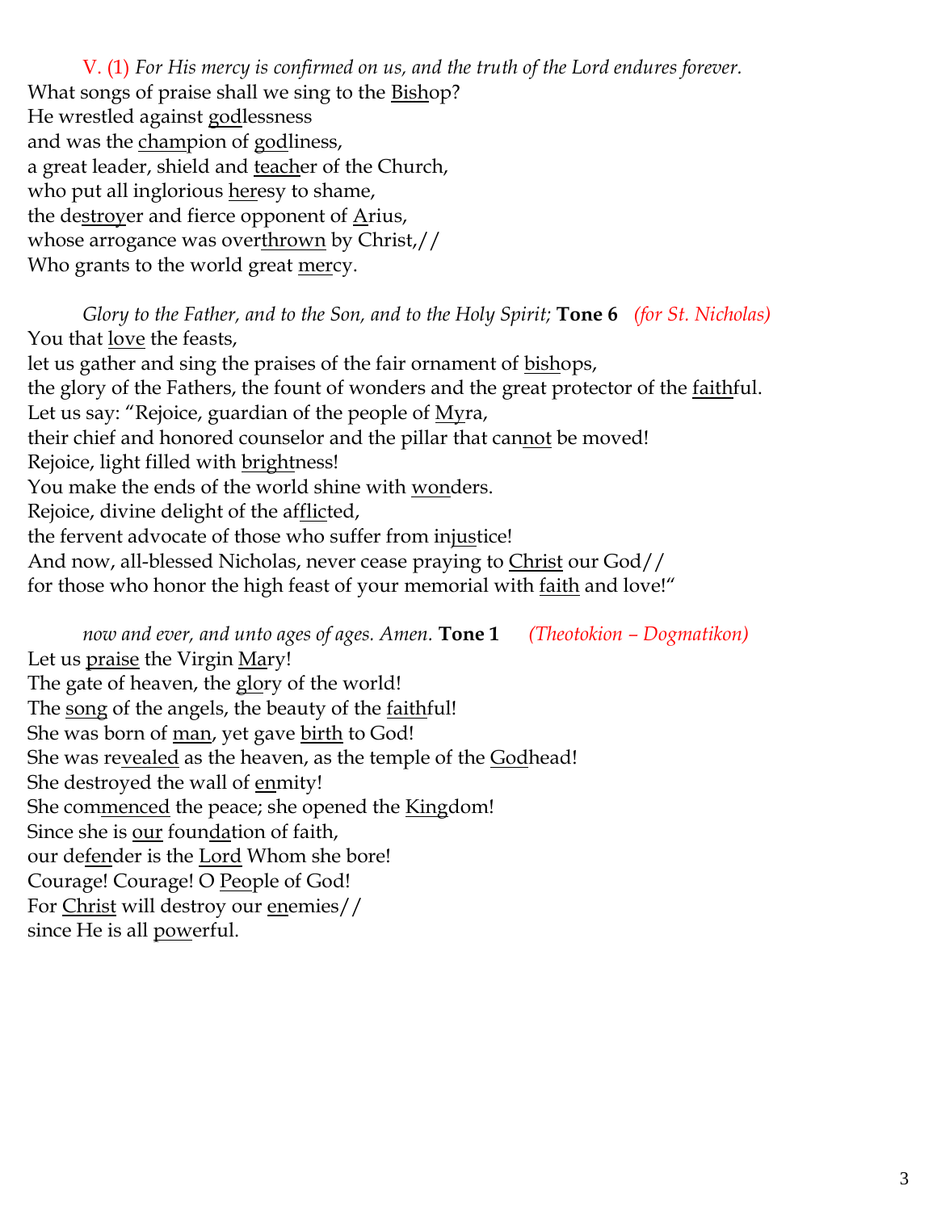V. (1) *For His mercy is confirmed on us, and the truth of the Lord endures forever.*
What songs of praise shall we sing to the <u>Bish</u>op?
He wrestled against <u>god</u>lessness
and was the <u>cham</u>pion of <u>god</u>liness,
a great leader, shield and <u>teach</u>er of the Church,
who put all inglorious <u>her</u>esy to shame,
the de<u>stroy</u>er and fierce opponent of <u>A</u>rius,
whose arrogance was over<u>thrown</u> by Christ,//
Who grants to the world great <u>mer</u>cy.

*Glory to the Father, and to the Son, and to the Holy Spirit;* **Tone 6** *(for St. Nicholas)*
You that <u>love</u> the feasts,
let us gather and sing the praises of the fair ornament of <u>bish</u>ops,
the glory of the Fathers, the fount of wonders and the great protector of the <u>faith</u>ful.
Let us say: "Rejoice, guardian of the people of <u>My</u>ra,
their chief and honored counselor and the pillar that can<u>not</u> be moved!
Rejoice, light filled with <u>bright</u>ness!
You make the ends of the world shine with <u>won</u>ders.
Rejoice, divine delight of the af<u>flic</u>ted,
the fervent advocate of those who suffer from in<u>jus</u>tice!
And now, all-blessed Nicholas, never cease praying to <u>Christ</u> our God//
for those who honor the high feast of your memorial with <u>faith</u> and love!"

*now and ever, and unto ages of ages. Amen.* **Tone 1** *(Theotokion – Dogmatikon)*
Let us <u>praise</u> the Virgin <u>Mar</u>y!
The gate of heaven, the <u>glo</u>ry of the world!
The <u>song</u> of the angels, the beauty of the <u>faith</u>ful!
She was born of <u>man</u>, yet gave <u>birth</u> to God!
She was re<u>vealed</u> as the heaven, as the temple of the <u>God</u>head!
She destroyed the wall of <u>en</u>mity!
She com<u>menced</u> the peace; she opened the <u>King</u>dom!
Since she is <u>our</u> foun<u>da</u>tion of faith,
our de<u>fen</u>der is the <u>Lord</u> Whom she bore!
Courage! Courage! O <u>Peo</u>ple of God!
For <u>Christ</u> will destroy our <u>en</u>emies//
since He is all <u>pow</u>erful.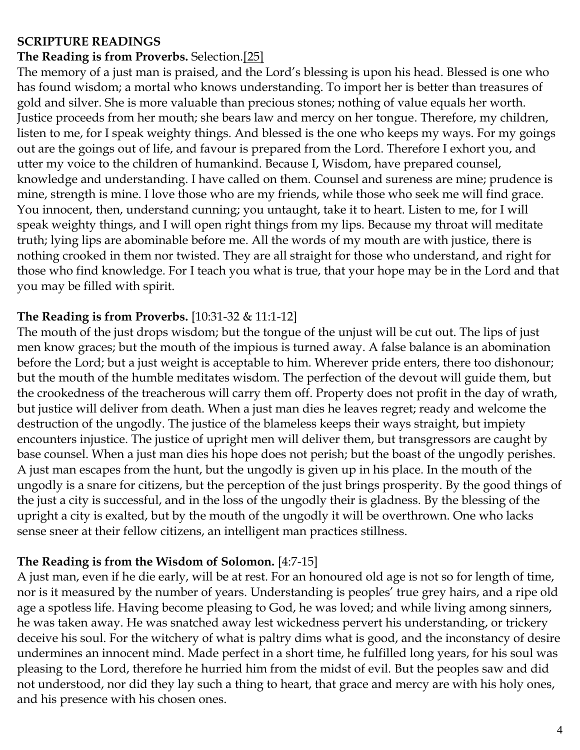**SCRIPTURE READINGS**

**The Reading is from Proverbs.** Selection.[25]

The memory of a just man is praised, and the Lord's blessing is upon his head. Blessed is one who has found wisdom; a mortal who knows understanding. To import her is better than treasures of gold and silver. She is more valuable than precious stones; nothing of value equals her worth. Justice proceeds from her mouth; she bears law and mercy on her tongue. Therefore, my children, listen to me, for I speak weighty things. And blessed is the one who keeps my ways. For my goings out are the goings out of life, and favour is prepared from the Lord. Therefore I exhort you, and utter my voice to the children of humankind. Because I, Wisdom, have prepared counsel, knowledge and understanding. I have called on them. Counsel and sureness are mine; prudence is mine, strength is mine. I love those who are my friends, while those who seek me will find grace. You innocent, then, understand cunning; you untaught, take it to heart. Listen to me, for I will speak weighty things, and I will open right things from my lips. Because my throat will meditate truth; lying lips are abominable before me. All the words of my mouth are with justice, there is nothing crooked in them nor twisted. They are all straight for those who understand, and right for those who find knowledge. For I teach you what is true, that your hope may be in the Lord and that you may be filled with spirit.

**The Reading is from Proverbs.** [10:31-32 & 11:1-12]

The mouth of the just drops wisdom; but the tongue of the unjust will be cut out. The lips of just men know graces; but the mouth of the impious is turned away. A false balance is an abomination before the Lord; but a just weight is acceptable to him. Wherever pride enters, there too dishonour; but the mouth of the humble meditates wisdom. The perfection of the devout will guide them, but the crookedness of the treacherous will carry them off. Property does not profit in the day of wrath, but justice will deliver from death. When a just man dies he leaves regret; ready and welcome the destruction of the ungodly. The justice of the blameless keeps their ways straight, but impiety encounters injustice. The justice of upright men will deliver them, but transgressors are caught by base counsel. When a just man dies his hope does not perish; but the boast of the ungodly perishes. A just man escapes from the hunt, but the ungodly is given up in his place. In the mouth of the ungodly is a snare for citizens, but the perception of the just brings prosperity. By the good things of the just a city is successful, and in the loss of the ungodly their is gladness. By the blessing of the upright a city is exalted, but by the mouth of the ungodly it will be overthrown. One who lacks sense sneer at their fellow citizens, an intelligent man practices stillness.

**The Reading is from the Wisdom of Solomon.** [4:7-15]

A just man, even if he die early, will be at rest. For an honoured old age is not so for length of time, nor is it measured by the number of years. Understanding is peoples' true grey hairs, and a ripe old age a spotless life. Having become pleasing to God, he was loved; and while living among sinners, he was taken away. He was snatched away lest wickedness pervert his understanding, or trickery deceive his soul. For the witchery of what is paltry dims what is good, and the inconstancy of desire undermines an innocent mind. Made perfect in a short time, he fulfilled long years, for his soul was pleasing to the Lord, therefore he hurried him from the midst of evil. But the peoples saw and did not understood, nor did they lay such a thing to heart, that grace and mercy are with his holy ones, and his presence with his chosen ones.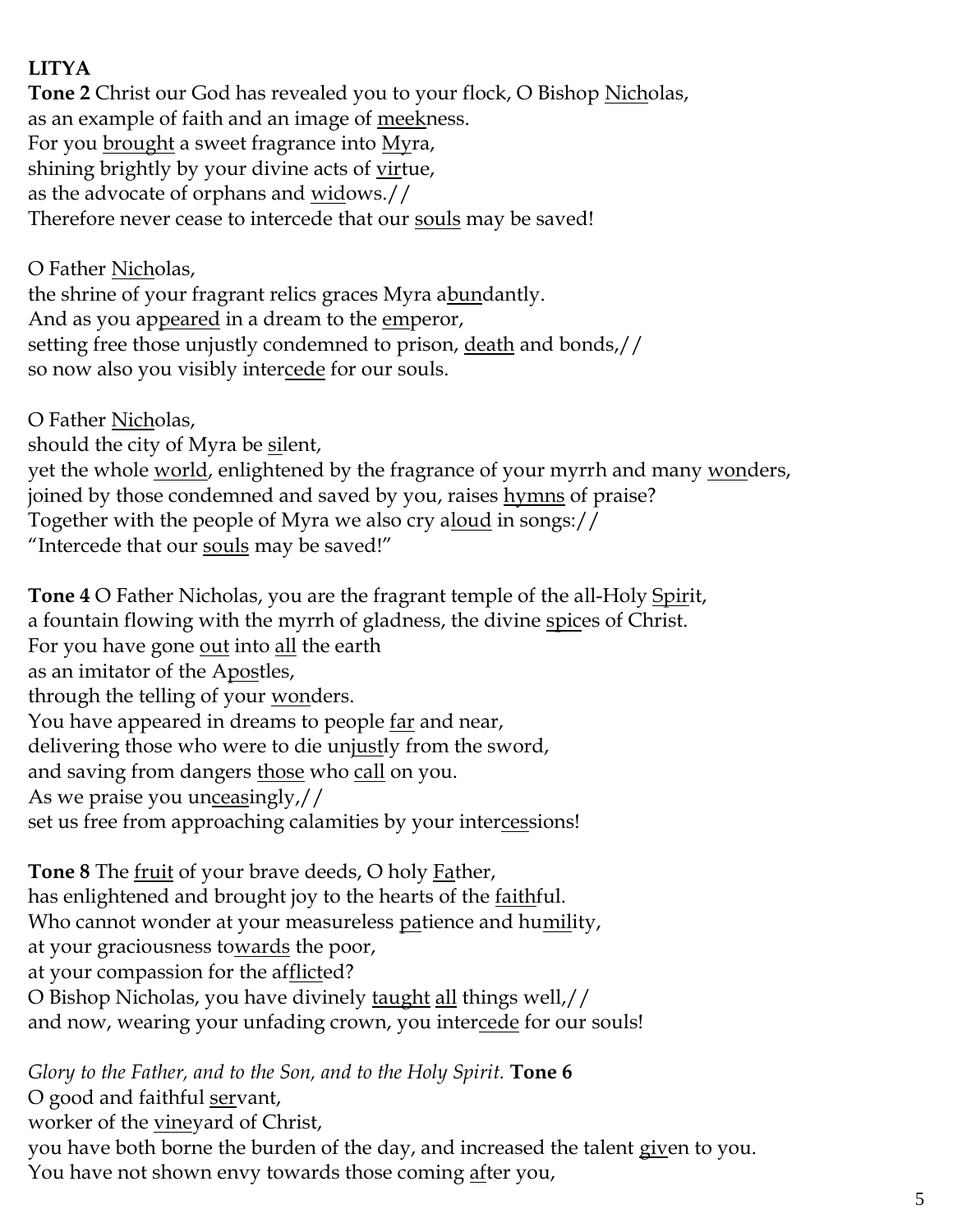**LITYA**

**Tone 2** Christ our God has revealed you to your flock, O Bishop <u>Nich</u>olas,
as an example of faith and an image of <u>meek</u>ness.
For you <u>brought</u> a sweet fragrance into <u>My</u>ra,
shining brightly by your divine acts of <u>vir</u>tue,
as the advocate of orphans and <u>wid</u>ows.//
Therefore never cease to intercede that our <u>souls</u> may be saved!

O Father <u>Nich</u>olas,
the shrine of your fragrant relics graces Myra a<u>bun</u>dantly.
And as you ap<u>peared</u> in a dream to the <u>em</u>peror,
setting free those unjustly condemned to prison, <u>death</u> and bonds,//
so now also you visibly inter<u>cede</u> for our souls.

O Father <u>Nich</u>olas,
should the city of Myra be <u>si</u>lent,
yet the whole <u>world</u>, enlightened by the fragrance of your myrrh and many <u>won</u>ders,
joined by those condemned and saved by you, raises <u>hymns</u> of praise?
Together with the people of Myra we also cry a<u>loud</u> in songs://
"Intercede that our <u>souls</u> may be saved!"

**Tone 4** O Father Nicholas, you are the fragrant temple of the all-Holy <u>Spir</u>it,
a fountain flowing with the myrrh of gladness, the divine <u>spic</u>es of Christ.
For you have gone <u>out</u> into <u>all</u> the earth
as an imitator of the A<u>pos</u>tles,
through the telling of your <u>won</u>ders.
You have appeared in dreams to people <u>far</u> and near,
delivering those who were to die un<u>just</u>ly from the sword,
and saving from dangers <u>those</u> who <u>call</u> on you.
As we praise you un<u>ceas</u>ingly,//
set us free from approaching calamities by your inter<u>ces</u>sions!

**Tone 8** The <u>fruit</u> of your brave deeds, O holy <u>Fa</u>ther,
has enlightened and brought joy to the hearts of the <u>faith</u>ful.
Who cannot wonder at your measureless <u>pa</u>tience and hu<u>mil</u>ity,
at your graciousness to<u>wards</u> the poor,
at your compassion for the af<u>flict</u>ed?
O Bishop Nicholas, you have divinely <u>taught</u> <u>all</u> things well,//
and now, wearing your unfading crown, you inter<u>cede</u> for our souls!

*Glory to the Father, and to the Son, and to the Holy Spirit.* **Tone 6**
O good and faithful <u>ser</u>vant,
worker of the <u>vine</u>yard of Christ,
you have both borne the burden of the day, and increased the talent <u>giv</u>en to you.
You have not shown envy towards those coming <u>af</u>ter you,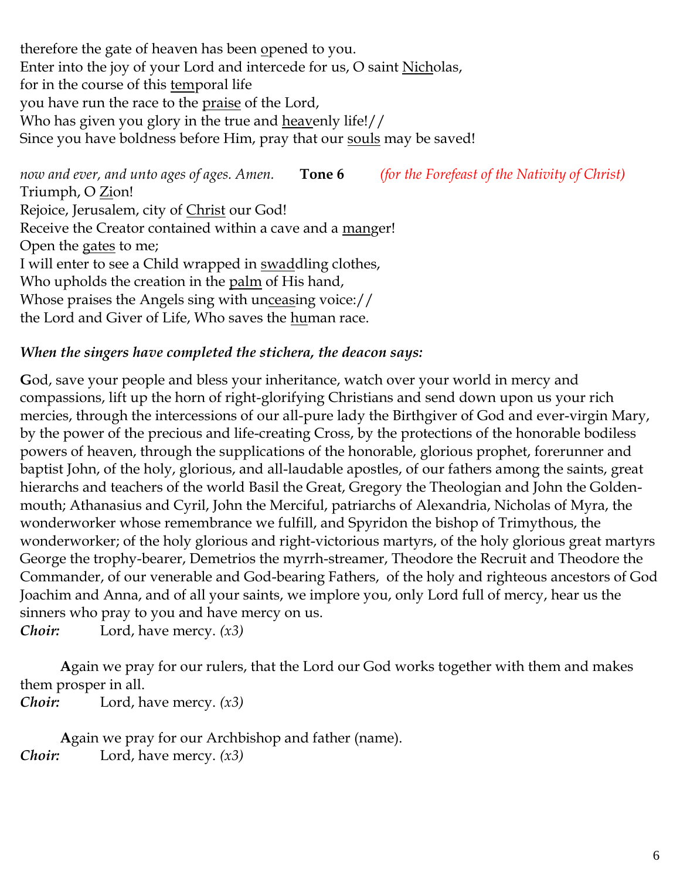therefore the gate of heaven has been <u>o</u>pened to you.
Enter into the joy of your Lord and intercede for us, O saint <u>Nich</u>olas,
for in the course of this <u>tem</u>poral life
you have run the race to the <u>praise</u> of the Lord,
Who has given you glory in the true and <u>heav</u>enly life!//
Since you have boldness before Him, pray that our <u>souls</u> may be saved!

*now and ever, and unto ages of ages. Amen.* **Tone 6** *(for the Forefeast of the Nativity of Christ)*
Triumph, O <u>Zi</u>on!
Rejoice, Jerusalem, city of <u>Christ</u> our God!
Receive the Creator contained within a cave and a <u>man</u>ger!
Open the <u>gates</u> to me;
I will enter to see a Child wrapped in <u>swad</u>dling clothes,
Who upholds the creation in the <u>palm</u> of His hand,
Whose praises the Angels sing with un<u>ceas</u>ing voice://
the Lord and Giver of Life, Who saves the <u>hu</u>man race.

***When the singers have completed the stichera, the deacon says:***

**G**od, save your people and bless your inheritance, watch over your world in mercy and compassions, lift up the horn of right-glorifying Christians and send down upon us your rich mercies, through the intercessions of our all-pure lady the Birthgiver of God and ever-virgin Mary, by the power of the precious and life-creating Cross, by the protections of the honorable bodiless powers of heaven, through the supplications of the honorable, glorious prophet, forerunner and baptist John, of the holy, glorious, and all-laudable apostles, of our fathers among the saints, great hierarchs and teachers of the world Basil the Great, Gregory the Theologian and John the Golden-mouth; Athanasius and Cyril, John the Merciful, patriarchs of Alexandria, Nicholas of Myra, the wonderworker whose remembrance we fulfill, and Spyridon the bishop of Trimythous, the wonderworker; of the holy glorious and right-victorious martyrs, of the holy glorious great martyrs George the trophy-bearer, Demetrios the myrrh-streamer, Theodore the Recruit and Theodore the Commander, of our venerable and God-bearing Fathers, of the holy and righteous ancestors of God Joachim and Anna, and of all your saints, we implore you, only Lord full of mercy, hear us the sinners who pray to you and have mercy on us.
***Choir:*** Lord, have mercy. *(x3)*

**A**gain we pray for our rulers, that the Lord our God works together with them and makes them prosper in all.
***Choir:*** Lord, have mercy. *(x3)*

**A**gain we pray for our Archbishop and father (name).
***Choir:*** Lord, have mercy. *(x3)*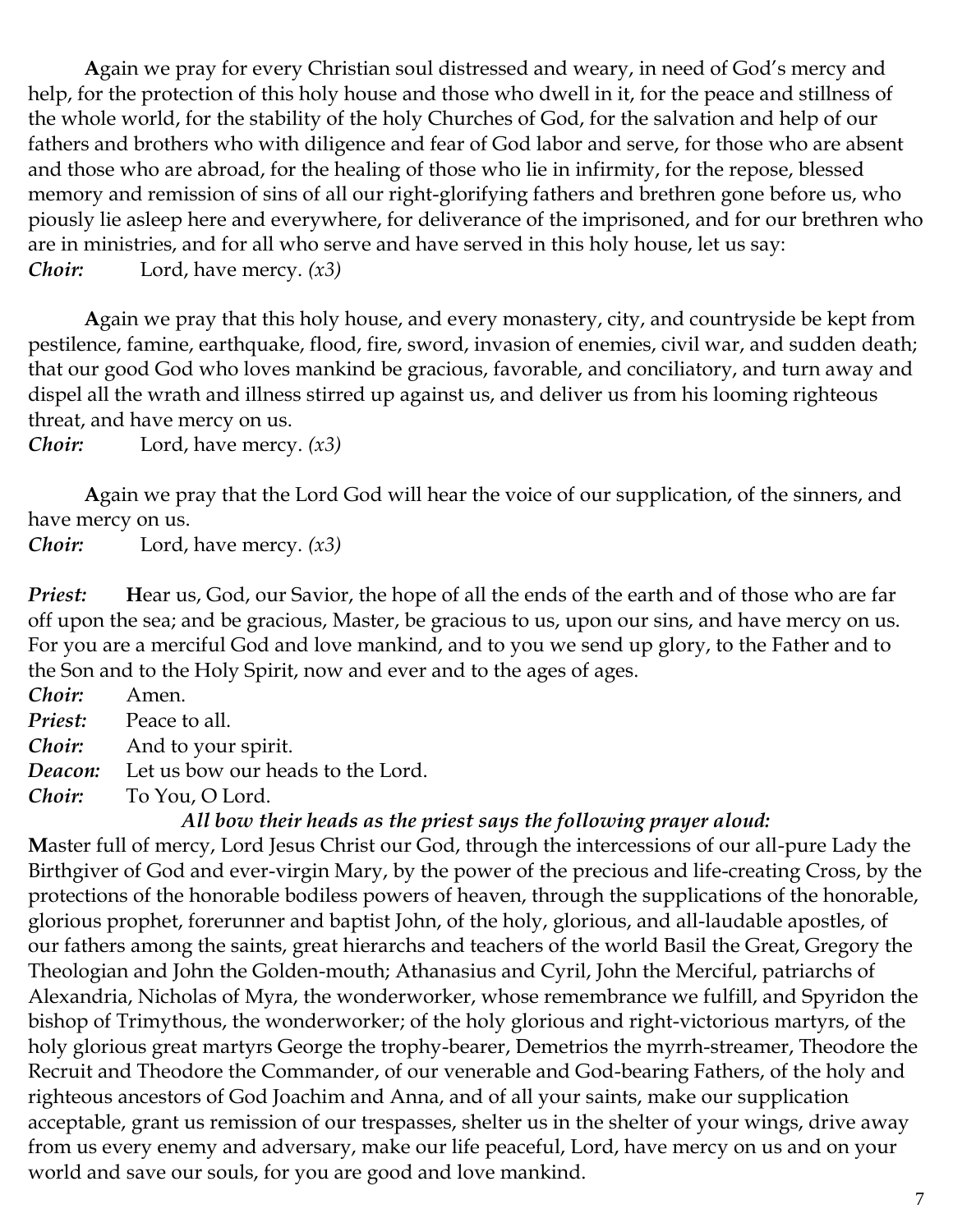**A**gain we pray for every Christian soul distressed and weary, in need of God's mercy and help, for the protection of this holy house and those who dwell in it, for the peace and stillness of the whole world, for the stability of the holy Churches of God, for the salvation and help of our fathers and brothers who with diligence and fear of God labor and serve, for those who are absent and those who are abroad, for the healing of those who lie in infirmity, for the repose, blessed memory and remission of sins of all our right-glorifying fathers and brethren gone before us, who piously lie asleep here and everywhere, for deliverance of the imprisoned, and for our brethren who are in ministries, and for all who serve and have served in this holy house, let us say:

***Choir:*** Lord, have mercy. *(x3)*

**A**gain we pray that this holy house, and every monastery, city, and countryside be kept from pestilence, famine, earthquake, flood, fire, sword, invasion of enemies, civil war, and sudden death; that our good God who loves mankind be gracious, favorable, and conciliatory, and turn away and dispel all the wrath and illness stirred up against us, and deliver us from his looming righteous threat, and have mercy on us.

***Choir:*** Lord, have mercy. *(x3)*

**A**gain we pray that the Lord God will hear the voice of our supplication, of the sinners, and have mercy on us.

***Choir:*** Lord, have mercy. *(x3)*

***Priest:*** **H**ear us, God, our Savior, the hope of all the ends of the earth and of those who are far off upon the sea; and be gracious, Master, be gracious to us, upon our sins, and have mercy on us. For you are a merciful God and love mankind, and to you we send up glory, to the Father and to the Son and to the Holy Spirit, now and ever and to the ages of ages.

***Choir:*** Amen.

***Priest:*** Peace to all.

***Choir:*** And to your spirit.

***Deacon:*** Let us bow our heads to the Lord.

***Choir:*** To You, O Lord.

***All bow their heads as the priest says the following prayer aloud:***

**M**aster full of mercy, Lord Jesus Christ our God, through the intercessions of our all-pure Lady the Birthgiver of God and ever-virgin Mary, by the power of the precious and life-creating Cross, by the protections of the honorable bodiless powers of heaven, through the supplications of the honorable, glorious prophet, forerunner and baptist John, of the holy, glorious, and all-laudable apostles, of our fathers among the saints, great hierarchs and teachers of the world Basil the Great, Gregory the Theologian and John the Golden-mouth; Athanasius and Cyril, John the Merciful, patriarchs of Alexandria, Nicholas of Myra, the wonderworker, whose remembrance we fulfill, and Spyridon the bishop of Trimythous, the wonderworker; of the holy glorious and right-victorious martyrs, of the holy glorious great martyrs George the trophy-bearer, Demetrios the myrrh-streamer, Theodore the Recruit and Theodore the Commander, of our venerable and God-bearing Fathers, of the holy and righteous ancestors of God Joachim and Anna, and of all your saints, make our supplication acceptable, grant us remission of our trespasses, shelter us in the shelter of your wings, drive away from us every enemy and adversary, make our life peaceful, Lord, have mercy on us and on your world and save our souls, for you are good and love mankind.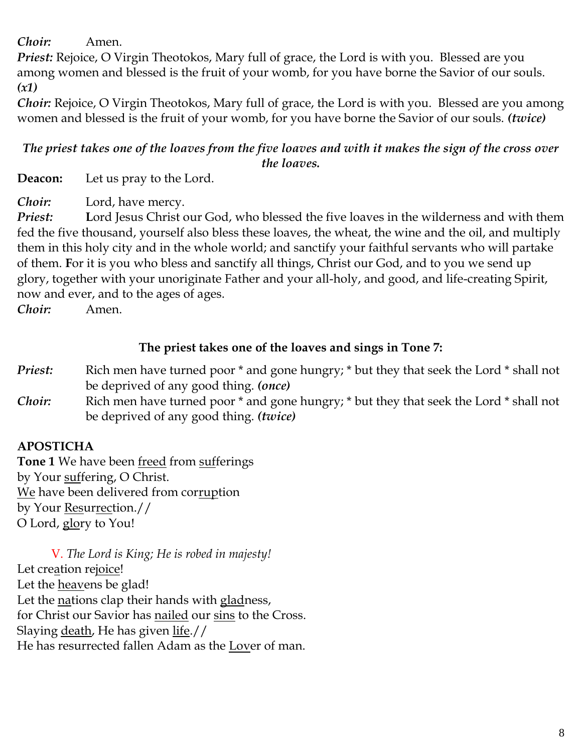*Choir:* Amen.

*Priest:* Rejoice, O Virgin Theotokos, Mary full of grace, the Lord is with you. Blessed are you among women and blessed is the fruit of your womb, for you have borne the Savior of our souls. ***(x1)***

*Choir:* Rejoice, O Virgin Theotokos, Mary full of grace, the Lord is with you. Blessed are you among women and blessed is the fruit of your womb, for you have borne the Savior of our souls. ***(twice)***

***The priest takes one of the loaves from the five loaves and with it makes the sign of the cross over the loaves.***

**Deacon:** Let us pray to the Lord.

*Choir:* Lord, have mercy.

*Priest:* **L**ord Jesus Christ our God, who blessed the five loaves in the wilderness and with them fed the five thousand, yourself also bless these loaves, the wheat, the wine and the oil, and multiply them in this holy city and in the whole world; and sanctify your faithful servants who will partake of them. **F**or it is you who bless and sanctify all things, Christ our God, and to you we send up glory, together with your unoriginate Father and your all-holy, and good, and life-creating Spirit, now and ever, and to the ages of ages.

*Choir:* Amen.

**The priest takes one of the loaves and sings in Tone 7:**

*Priest:* Rich men have turned poor * and gone hungry; * but they that seek the Lord * shall not be deprived of any good thing. ***(once)***

*Choir:* Rich men have turned poor * and gone hungry; * but they that seek the Lord * shall not be deprived of any good thing. ***(twice)***

**APOSTICHA**

**Tone 1** We have been <u>freed</u> from <u>suf</u>ferings
by Your <u>suf</u>fering, O Christ.
<u>We</u> have been delivered from cor<u>rup</u>tion
by Your <u>Res</u>ur<u>rec</u>tion.//
O Lord, <u>glo</u>ry to You!

V. *The Lord is King; He is robed in majesty!*

Let cre<u>a</u>tion re<u>joice</u>!
Let the <u>heav</u>ens be glad!
Let the <u>na</u>tions clap their hands with <u>glad</u>ness,
for Christ our Savior has <u>nailed</u> our <u>sins</u> to the Cross.
Slaying <u>death</u>, He has given <u>life</u>.//
He has resurrected fallen Adam as the <u>Lov</u>er of man.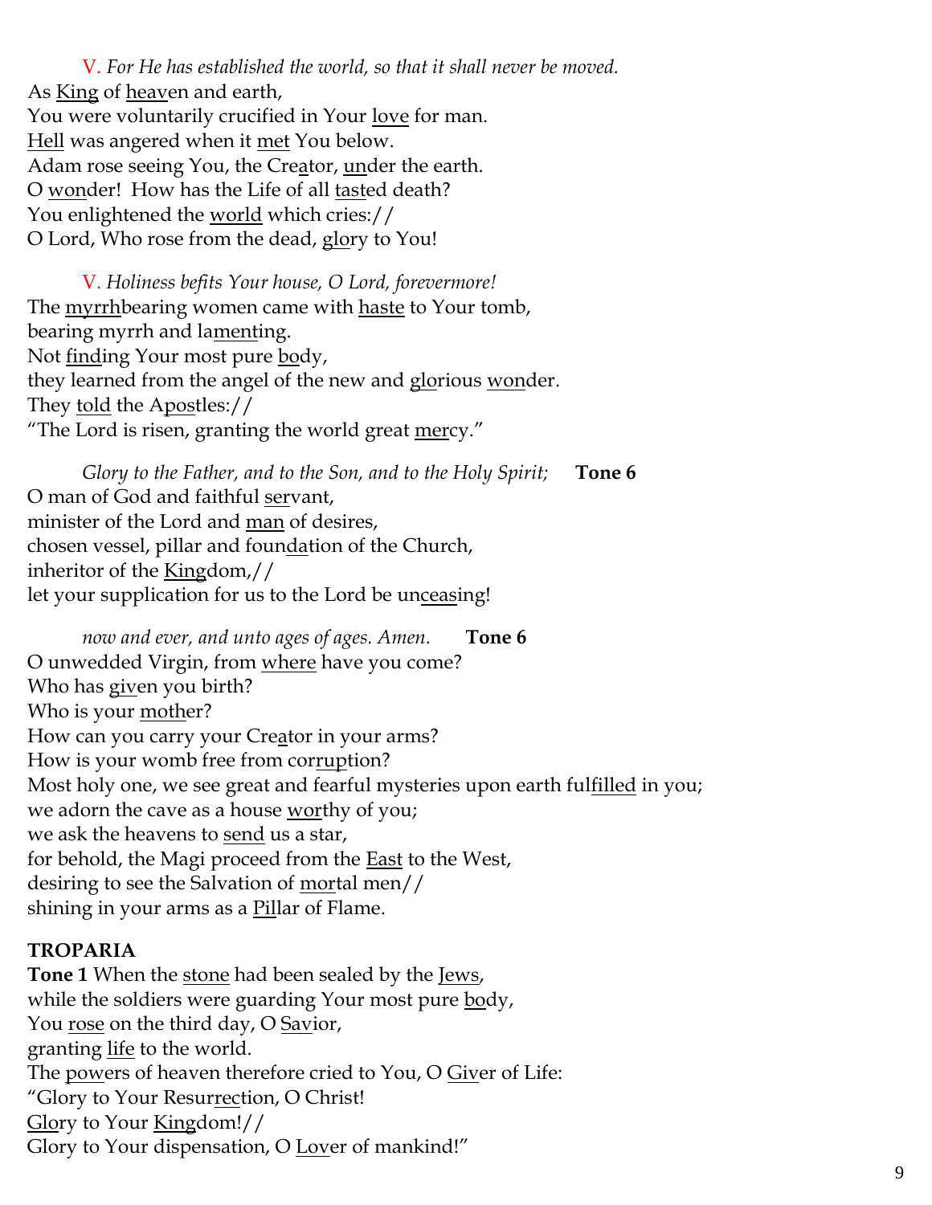V. *For He has established the world, so that it shall never be moved.*
As <u>King</u> of <u>heav</u>en and earth,
You were voluntarily crucified in Your <u>love</u> for man.
<u>Hell</u> was angered when it <u>met</u> You below.
Adam rose seeing You, the Cre<u>a</u>tor, <u>un</u>der the earth.
O <u>won</u>der! How has the Life of all <u>tast</u>ed death?
You enlightened the <u>world</u> which cries://
O Lord, Who rose from the dead, <u>glo</u>ry to You!

V. *Holiness befits Your house, O Lord, forevermore!*
The <u>myrrh</u>bearing women came with <u>haste</u> to Your tomb,
bearing myrrh and la<u>ment</u>ing.
Not <u>find</u>ing Your most pure <u>bo</u>dy,
they learned from the angel of the new and <u>glo</u>rious <u>won</u>der.
They <u>told</u> the A<u>pos</u>tles://
"The Lord is risen, granting the world great <u>mer</u>cy."

*Glory to the Father, and to the Son, and to the Holy Spirit;* **Tone 6**
O man of God and faithful <u>ser</u>vant,
minister of the Lord and <u>man</u> of desires,
chosen vessel, pillar and foun<u>da</u>tion of the Church,
inheritor of the <u>King</u>dom,//
let your supplication for us to the Lord be un<u>ceas</u>ing!

*now and ever, and unto ages of ages. Amen.* **Tone 6**
O unwedded Virgin, from <u>where</u> have you come?
Who has <u>giv</u>en you birth?
Who is your <u>moth</u>er?
How can you carry your Cre<u>a</u>tor in your arms?
How is your womb free from cor<u>rup</u>tion?
Most holy one, we see great and fearful mysteries upon earth ful<u>filled</u> in you;
we adorn the cave as a house <u>wor</u>thy of you;
we ask the heavens to <u>send</u> us a star,
for behold, the Magi proceed from the <u>East</u> to the West,
desiring to see the Salvation of <u>mor</u>tal men//
shining in your arms as a <u>Pil</u>lar of Flame.

**TROPARIA**
**Tone 1** When the <u>stone</u> had been sealed by the <u>Jews</u>,
while the soldiers were guarding Your most pure <u>bo</u>dy,
You <u>rose</u> on the third day, O <u>Sav</u>ior,
granting <u>life</u> to the world.
The <u>pow</u>ers of heaven therefore cried to You, O <u>Giv</u>er of Life:
"Glory to Your Resur<u>rec</u>tion, O Christ!
<u>Glo</u>ry to Your <u>King</u>dom!//
Glory to Your dispensation, O <u>Lov</u>er of mankind!"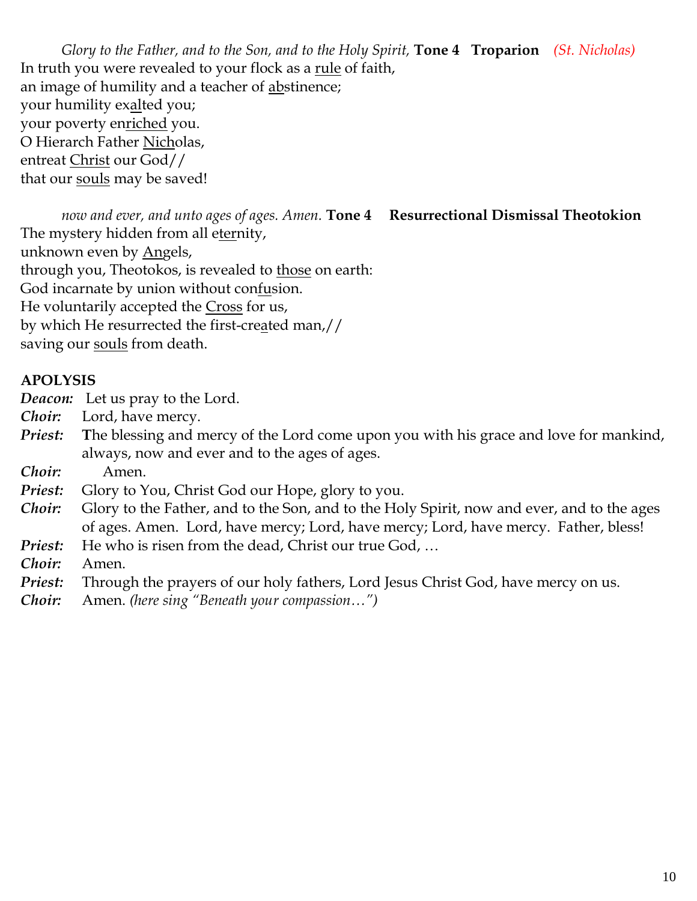*Glory to the Father, and to the Son, and to the Holy Spirit,* **Tone 4 Troparion** *(St. Nicholas)*

In truth you were revealed to your flock as a <u>rule</u> of faith,
an image of humility and a teacher of <u>ab</u>stinence;
your humility ex<u>al</u>ted you;
your poverty en<u>riched</u> you.
O Hierarch Father <u>Nich</u>olas,
entreat <u>Christ</u> our God//
that our <u>souls</u> may be saved!

*now and ever, and unto ages of ages. Amen.* **Tone 4 Resurrectional Dismissal Theotokion**

The mystery hidden from all e<u>ter</u>nity,
unknown even by <u>An</u>gels,
through you, Theotokos, is revealed to <u>those</u> on earth:
God incarnate by union without con<u>fu</u>sion.
He voluntarily accepted the <u>Cross</u> for us,
by which He resurrected the first-cre<u>a</u>ted man,//
saving our <u>souls</u> from death.

**APOLYSIS**

***Deacon:*** Let us pray to the Lord.
***Choir:*** Lord, have mercy.
***Priest:*** **T**he blessing and mercy of the Lord come upon you with his grace and love for mankind, always, now and ever and to the ages of ages.
***Choir:*** Amen.
***Priest:*** Glory to You, Christ God our Hope, glory to you.
***Choir:*** Glory to the Father, and to the Son, and to the Holy Spirit, now and ever, and to the ages of ages. Amen. Lord, have mercy; Lord, have mercy; Lord, have mercy. Father, bless!
***Priest:*** He who is risen from the dead, Christ our true God, …
***Choir:*** Amen.
***Priest:*** Through the prayers of our holy fathers, Lord Jesus Christ God, have mercy on us.
***Choir:*** Amen. *(here sing "Beneath your compassion…")*